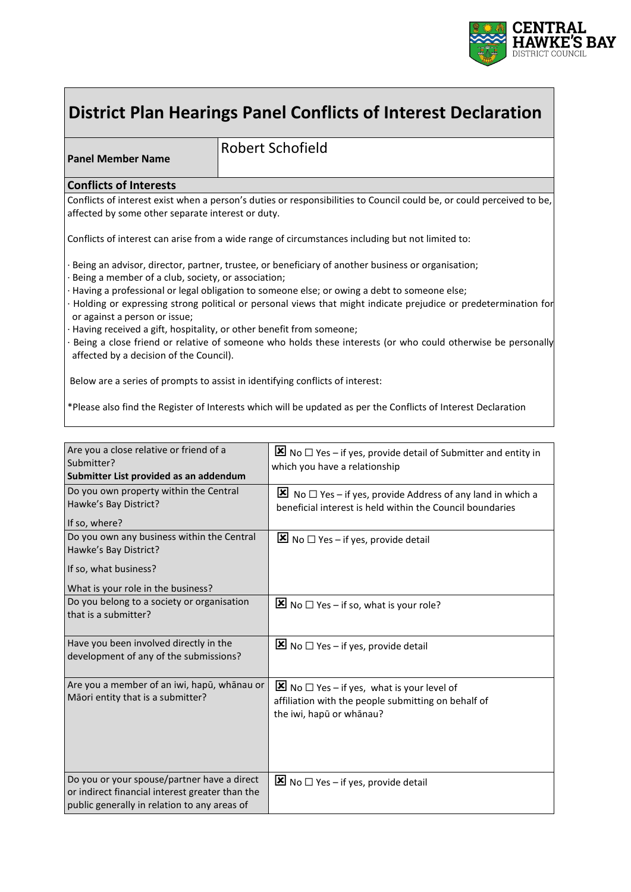# District Plan Hearings Panel Conflicts of Interest Declaration

| **Panel Member Name** | Robert Schofield |
|---|---|

## Conflicts of Interests

Conflicts of interest exist when a person's duties or responsibilities to Council could be, or could perceived to be, affected by some other separate interest or duty.

Conflicts of interest can arise from a wide range of circumstances including but not limited to:

- Being an advisor, director, partner, trustee, or beneficiary of another business or organisation;
- Being a member of a club, society, or association;
- Having a professional or legal obligation to someone else; or owing a debt to someone else;
- Holding or expressing strong political or personal views that might indicate prejudice or predetermination for or against a person or issue;
- Having received a gift, hospitality, or other benefit from someone;
- Being a close friend or relative of someone who holds these interests (or who could otherwise be personally affected by a decision of the Council).

Below are a series of prompts to assist in identifying conflicts of interest:

*Please also find the Register of Interests which will be updated as per the Conflicts of Interest Declaration

| Question | Response |
|---|---|
| Are you a close relative or friend of a Submitter?<br>**Submitter List provided as an addendum** | ☒ No ☐ Yes – if yes, provide detail of Submitter and entity in which you have a relationship |
| Do you own property within the Central Hawke's Bay District?<br><br>If so, where? | ☒ No ☐ Yes – if yes, provide Address of any land in which a beneficial interest is held within the Council boundaries |
| Do you own any business within the Central Hawke's Bay District?<br><br>If so, what business?<br><br>What is your role in the business? | ☒ No ☐ Yes – if yes, provide detail |
| Do you belong to a society or organisation that is a submitter? | ☒ No ☐ Yes – if so, what is your role? |
| Have you been involved directly in the development of any of the submissions? | ☒ No ☐ Yes – if yes, provide detail |
| Are you a member of an iwi, hapū, whānau or Māori entity that is a submitter? | ☒ No ☐ Yes – if yes, what is your level of affiliation with the people submitting on behalf of the iwi, hapū or whānau? |
| Do you or your spouse/partner have a direct or indirect financial interest greater than the public generally in relation to any areas of | ☒ No ☐ Yes – if yes, provide detail |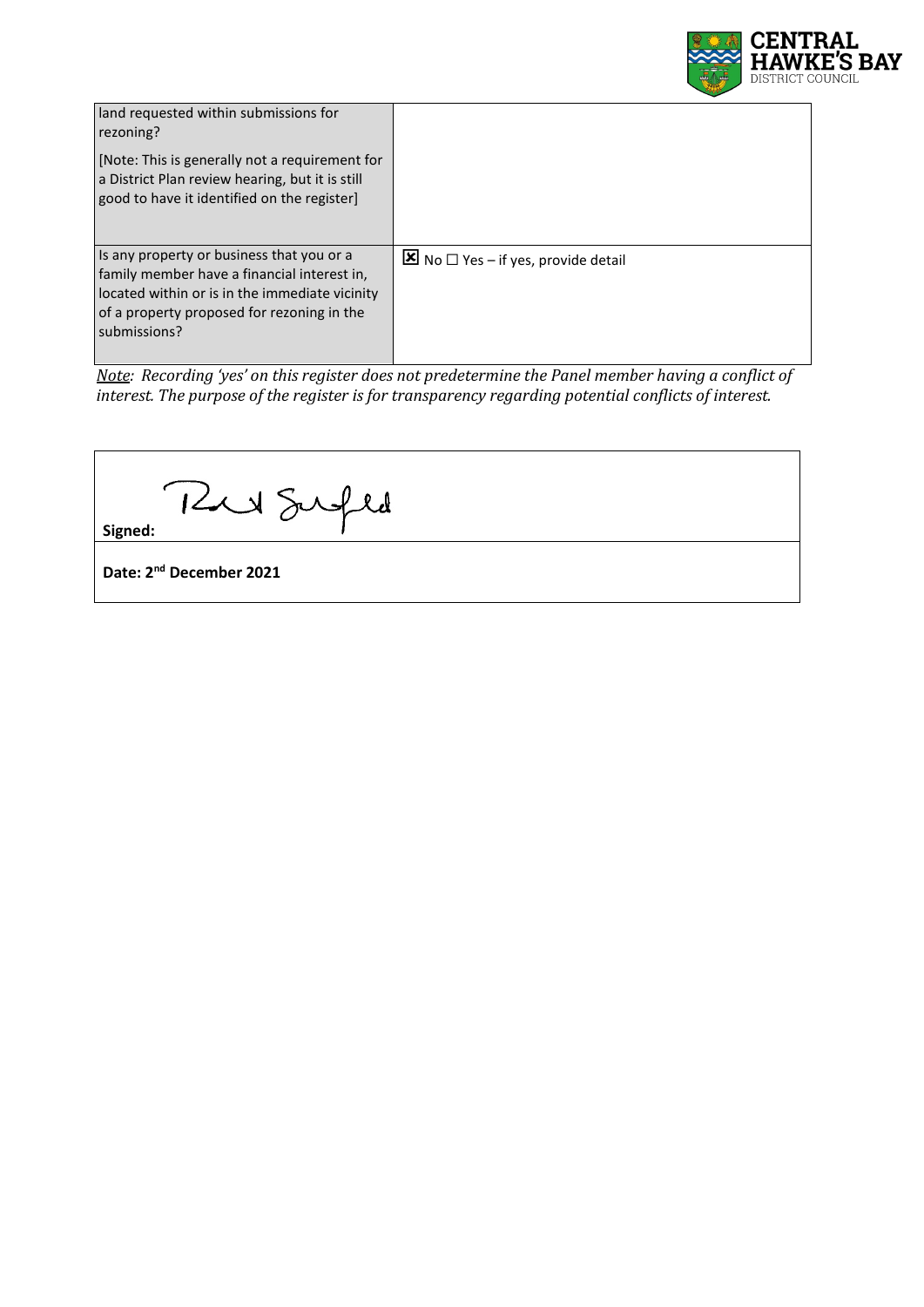| | |
|---|---|
| land requested within submissions for rezoning?<br><br>[Note: This is generally not a requirement for a District Plan review hearing, but it is still good to have it identified on the register] | |
| Is any property or business that you or a family member have a financial interest in, located within or is in the immediate vicinity of a property proposed for rezoning in the submissions? | ☒ No ☐ Yes – if yes, provide detail |

*<u>Note</u>: Recording 'yes' on this register does not predetermine the Panel member having a conflict of interest. The purpose of the register is for transparency regarding potential conflicts of interest.*

| |
|---|
| **Signed:** |
| **Date: 2nd December 2021** |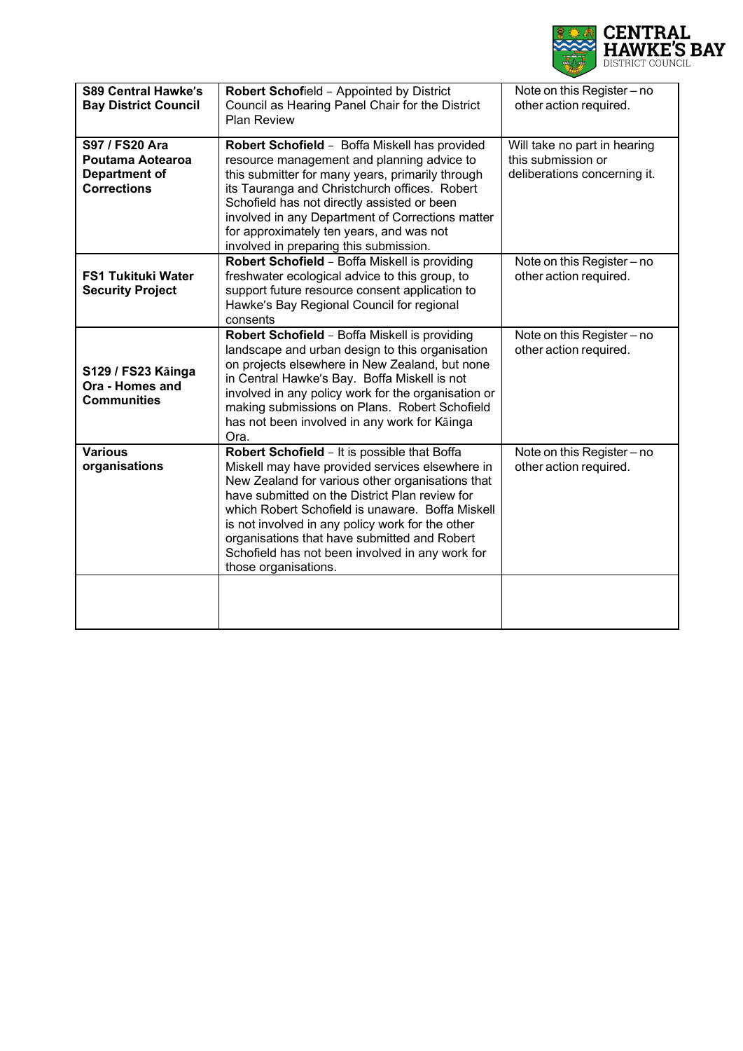| | | |
|---|---|---|
| **S89 Central Hawke's Bay District Council** | **Robert Schofield** – Appointed by District Council as Hearing Panel Chair for the District Plan Review | Note on this Register – no other action required. |
| **S97 / FS20 Ara Poutama Aotearoa Department of Corrections** | **Robert Schofield** – Boffa Miskell has provided resource management and planning advice to this submitter for many years, primarily through its Tauranga and Christchurch offices. Robert Schofield has not directly assisted or been involved in any Department of Corrections matter for approximately ten years, and was not involved in preparing this submission. | Will take no part in hearing this submission or deliberations concerning it. |
| **FS1 Tukituki Water Security Project** | **Robert Schofield** – Boffa Miskell is providing freshwater ecological advice to this group, to support future resource consent application to Hawke's Bay Regional Council for regional consents | Note on this Register – no other action required. |
| **S129 / FS23 Kāinga Ora - Homes and Communities** | **Robert Schofield** – Boffa Miskell is providing landscape and urban design to this organisation on projects elsewhere in New Zealand, but none in Central Hawke's Bay. Boffa Miskell is not involved in any policy work for the organisation or making submissions on Plans. Robert Schofield has not been involved in any work for Kāinga Ora. | Note on this Register – no other action required. |
| **Various organisations** | **Robert Schofield** – It is possible that Boffa Miskell may have provided services elsewhere in New Zealand for various other organisations that have submitted on the District Plan review for which Robert Schofield is unaware. Boffa Miskell is not involved in any policy work for the other organisations that have submitted and Robert Schofield has not been involved in any work for those organisations. | Note on this Register – no other action required. |
| | | |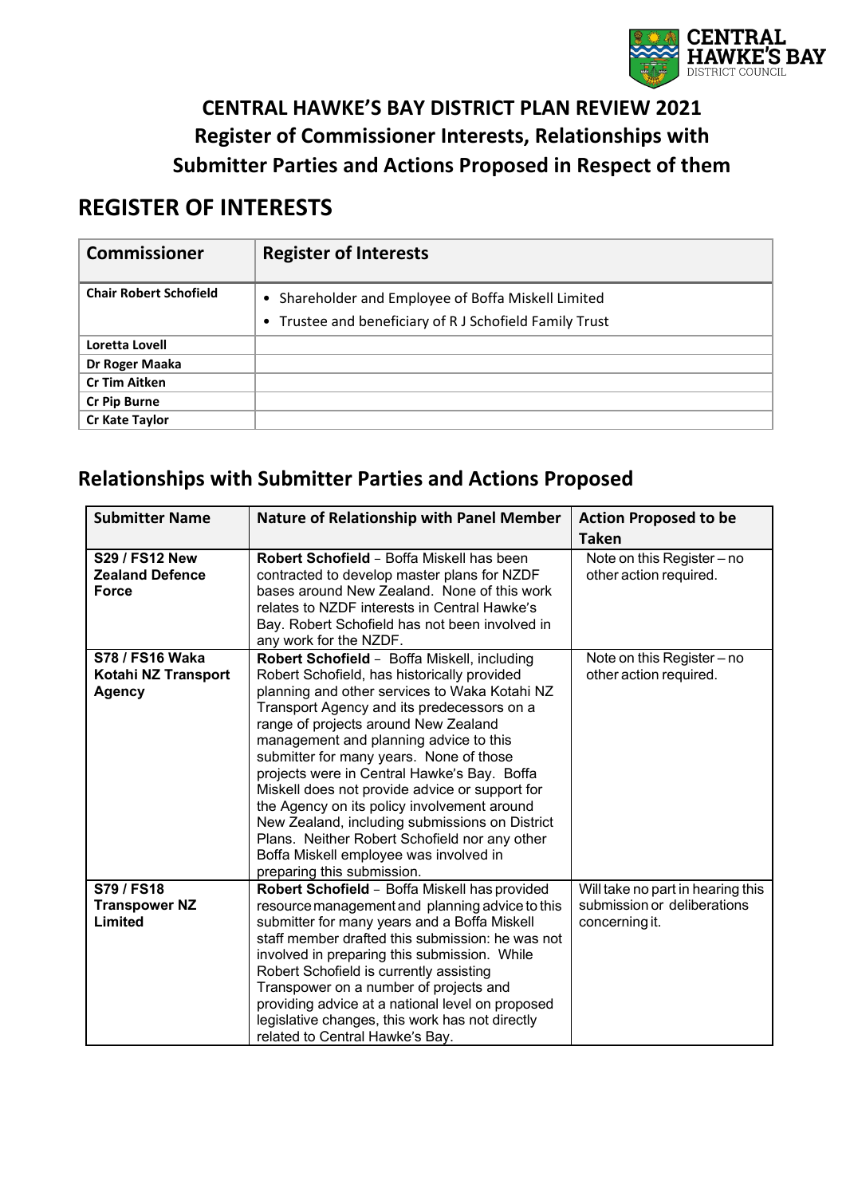# CENTRAL HAWKE'S BAY DISTRICT PLAN REVIEW 2021
# Register of Commissioner Interests, Relationships with Submitter Parties and Actions Proposed in Respect of them

## REGISTER OF INTERESTS

| Commissioner | Register of Interests |
|---|---|
| **Chair Robert Schofield** | • Shareholder and Employee of Boffa Miskell Limited<br>• Trustee and beneficiary of R J Schofield Family Trust |
| **Loretta Lovell** | |
| **Dr Roger Maaka** | |
| **Cr Tim Aitken** | |
| **Cr Pip Burne** | |
| **Cr Kate Taylor** | |

## Relationships with Submitter Parties and Actions Proposed

| Submitter Name | Nature of Relationship with Panel Member | Action Proposed to be Taken |
|---|---|---|
| **S29 / FS12 New Zealand Defence Force** | **Robert Schofield** – Boffa Miskell has been contracted to develop master plans for NZDF bases around New Zealand. None of this work relates to NZDF interests in Central Hawke's Bay. Robert Schofield has not been involved in any work for the NZDF. | Note on this Register – no other action required. |
| **S78 / FS16 Waka Kotahi NZ Transport Agency** | **Robert Schofield** – Boffa Miskell, including Robert Schofield, has historically provided planning and other services to Waka Kotahi NZ Transport Agency and its predecessors on a range of projects around New Zealand management and planning advice to this submitter for many years. None of those projects were in Central Hawke's Bay. Boffa Miskell does not provide advice or support for the Agency on its policy involvement around New Zealand, including submissions on District Plans. Neither Robert Schofield nor any other Boffa Miskell employee was involved in preparing this submission. | Note on this Register – no other action required. |
| **S79 / FS18 Transpower NZ Limited** | **Robert Schofield** – Boffa Miskell has provided resource management and planning advice to this submitter for many years and a Boffa Miskell staff member drafted this submission: he was not involved in preparing this submission. While Robert Schofield is currently assisting Transpower on a number of projects and providing advice at a national level on proposed legislative changes, this work has not directly related to Central Hawke's Bay. | Will take no part in hearing this submission or deliberations concerning it. |